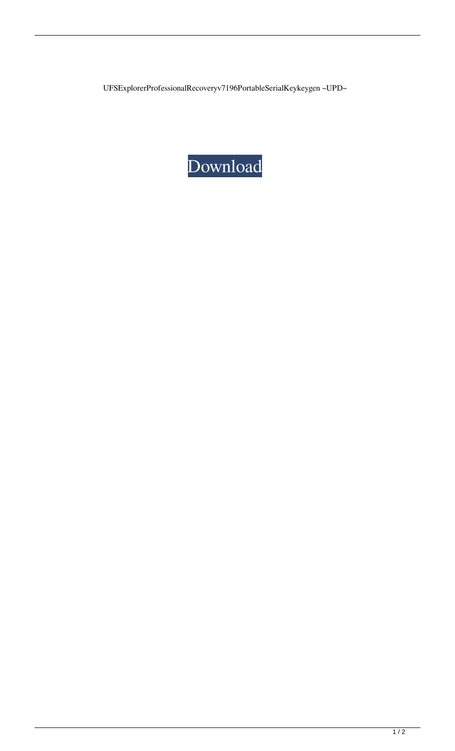UFSExplorerProfessionalRecoveryv7196PortableSerialKeykeygen ~UPD~

Download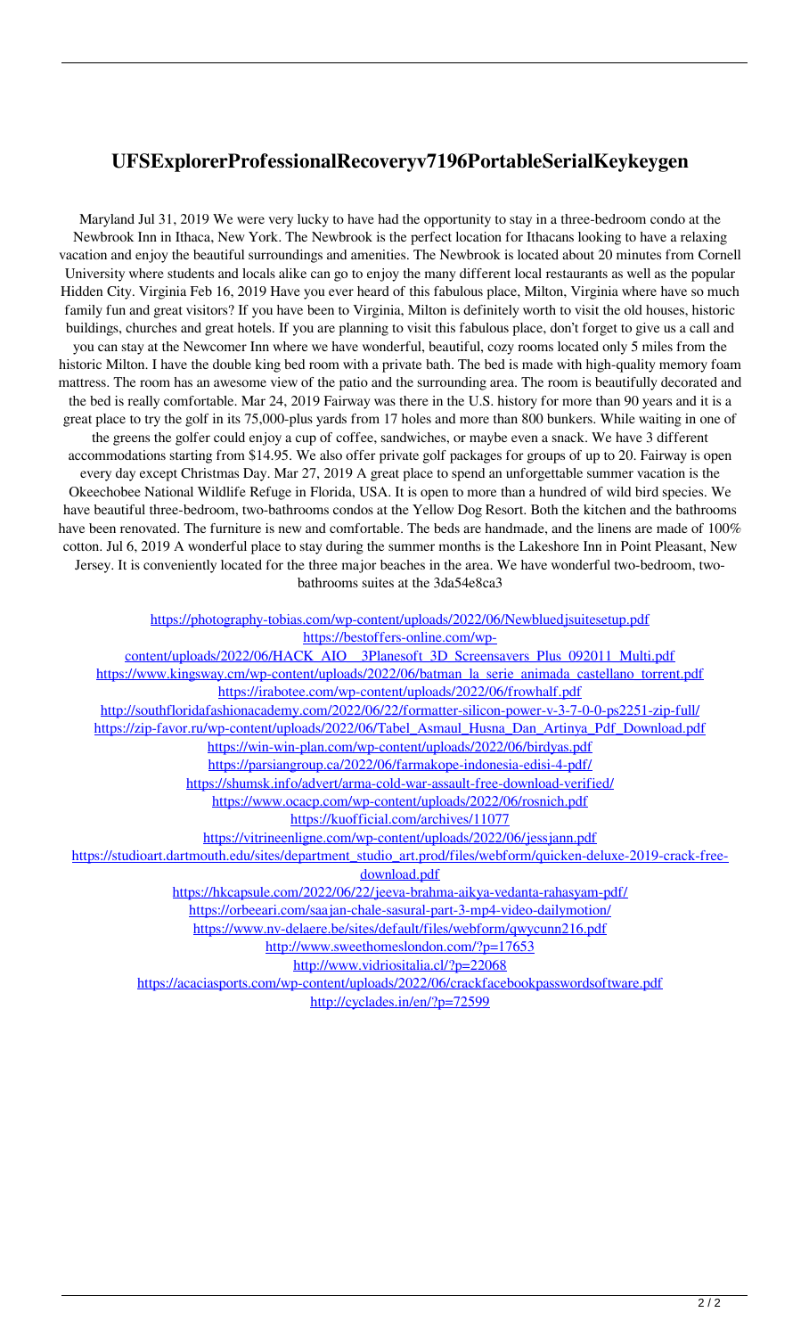# UFSExplorerProfessionalRecoveryv7196PortableSerialKeykeygen

Maryland Jul 31, 2019 We were very lucky to have had the opportunity to stay in a three-bedroom condo at the Newbrook Inn in Ithaca, New York. The Newbrook is the perfect location for Ithacans looking to have a relaxing vacation and enjoy the beautiful surroundings and amenities. The Newbrook is located about 20 minutes from Cornell University where students and locals alike can go to enjoy the many different local restaurants as well as the popular Hidden City. Virginia Feb 16, 2019 Have you ever heard of this fabulous place, Milton, Virginia where have so much family fun and great visitors? If you have been to Virginia, Milton is definitely worth to visit the old houses, historic buildings, churches and great hotels. If you are planning to visit this fabulous place, don't forget to give us a call and you can stay at the Newcomer Inn where we have wonderful, beautiful, cozy rooms located only 5 miles from the historic Milton. I have the double king bed room with a private bath. The bed is made with high-quality memory foam mattress. The room has an awesome view of the patio and the surrounding area. The room is beautifully decorated and the bed is really comfortable. Mar 24, 2019 Fairway was there in the U.S. history for more than 90 years and it is a great place to try the golf in its 75,000-plus yards from 17 holes and more than 800 bunkers. While waiting in one of the greens the golfer could enjoy a cup of coffee, sandwiches, or maybe even a snack. We have 3 different accommodations starting from $14.95. We also offer private golf packages for groups of up to 20. Fairway is open every day except Christmas Day. Mar 27, 2019 A great place to spend an unforgettable summer vacation is the Okeechobee National Wildlife Refuge in Florida, USA. It is open to more than a hundred of wild bird species. We have beautiful three-bedroom, two-bathrooms condos at the Yellow Dog Resort. Both the kitchen and the bathrooms have been renovated. The furniture is new and comfortable. The beds are handmade, and the linens are made of 100% cotton. Jul 6, 2019 A wonderful place to stay during the summer months is the Lakeshore Inn in Point Pleasant, New Jersey. It is conveniently located for the three major beaches in the area. We have wonderful two-bedroom, two-bathrooms suites at the 3da54e8ca3

https://photography-tobias.com/wp-content/uploads/2022/06/Newbluedjsuitesetup.pdf
https://bestoffers-online.com/wp-content/uploads/2022/06/HACK_AIO__3Planesoft_3D_Screensavers_Plus_092011_Multi.pdf
https://www.kingsway.cm/wp-content/uploads/2022/06/batman_la_serie_animada_castellano_torrent.pdf
https://irabotee.com/wp-content/uploads/2022/06/frowhalf.pdf
http://southfloridafashionacademy.com/2022/06/22/formatter-silicon-power-v-3-7-0-0-ps2251-zip-full/
https://zip-favor.ru/wp-content/uploads/2022/06/Tabel_Asmaul_Husna_Dan_Artinya_Pdf_Download.pdf
https://win-win-plan.com/wp-content/uploads/2022/06/birdyas.pdf
https://parsiangroup.ca/2022/06/farmakope-indonesia-edisi-4-pdf/
https://shumsk.info/advert/arma-cold-war-assault-free-download-verified/
https://www.ocacp.com/wp-content/uploads/2022/06/rosnich.pdf
https://kuofficial.com/archives/11077
https://vitrineenligne.com/wp-content/uploads/2022/06/jessjann.pdf
https://studioart.dartmouth.edu/sites/department_studio_art.prod/files/webform/quicken-deluxe-2019-crack-free-download.pdf
https://hkcapsule.com/2022/06/22/jeeva-brahma-aikya-vedanta-rahasyam-pdf/
https://orbeeari.com/saajan-chale-sasural-part-3-mp4-video-dailymotion/
https://www.nv-delaere.be/sites/default/files/webform/qwycunn216.pdf
http://www.sweethomeslondon.com/?p=17653
http://www.vidriositalia.cl/?p=22068
https://acaciasports.com/wp-content/uploads/2022/06/crackfacebookpasswordsoftware.pdf
http://cyclades.in/en/?p=72599